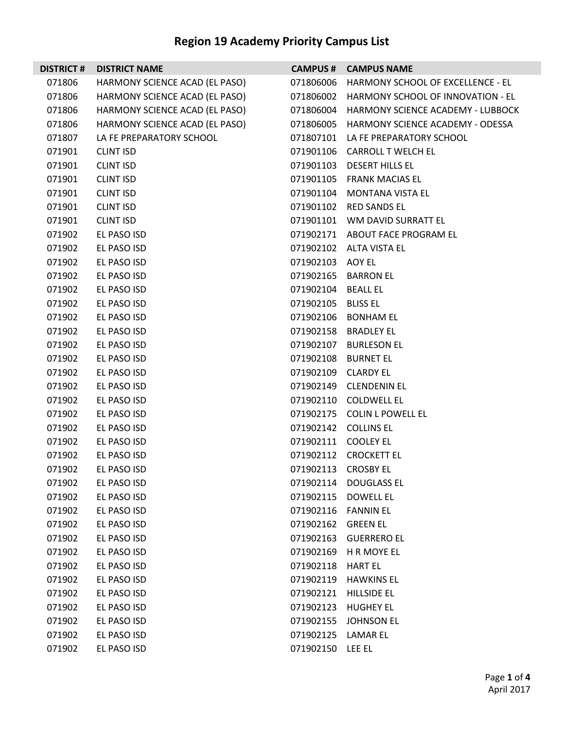# Region 19 Academy Priority Campus List

| DISTRICT # | DISTRICT NAME | CAMPUS # | CAMPUS NAME |
|---|---|---|---|
| 071806 | HARMONY SCIENCE ACAD (EL PASO) | 071806006 | HARMONY SCHOOL OF EXCELLENCE - EL |
| 071806 | HARMONY SCIENCE ACAD (EL PASO) | 071806002 | HARMONY SCHOOL OF INNOVATION - EL |
| 071806 | HARMONY SCIENCE ACAD (EL PASO) | 071806004 | HARMONY SCIENCE ACADEMY - LUBBOCK |
| 071806 | HARMONY SCIENCE ACAD (EL PASO) | 071806005 | HARMONY SCIENCE ACADEMY - ODESSA |
| 071807 | LA FE PREPARATORY SCHOOL | 071807101 | LA FE PREPARATORY SCHOOL |
| 071901 | CLINT ISD | 071901106 | CARROLL T WELCH EL |
| 071901 | CLINT ISD | 071901103 | DESERT HILLS EL |
| 071901 | CLINT ISD | 071901105 | FRANK MACIAS EL |
| 071901 | CLINT ISD | 071901104 | MONTANA VISTA EL |
| 071901 | CLINT ISD | 071901102 | RED SANDS EL |
| 071901 | CLINT ISD | 071901101 | WM DAVID SURRATT EL |
| 071902 | EL PASO ISD | 071902171 | ABOUT FACE PROGRAM EL |
| 071902 | EL PASO ISD | 071902102 | ALTA VISTA EL |
| 071902 | EL PASO ISD | 071902103 | AOY EL |
| 071902 | EL PASO ISD | 071902165 | BARRON EL |
| 071902 | EL PASO ISD | 071902104 | BEALL EL |
| 071902 | EL PASO ISD | 071902105 | BLISS EL |
| 071902 | EL PASO ISD | 071902106 | BONHAM EL |
| 071902 | EL PASO ISD | 071902158 | BRADLEY EL |
| 071902 | EL PASO ISD | 071902107 | BURLESON EL |
| 071902 | EL PASO ISD | 071902108 | BURNET EL |
| 071902 | EL PASO ISD | 071902109 | CLARDY EL |
| 071902 | EL PASO ISD | 071902149 | CLENDENIN EL |
| 071902 | EL PASO ISD | 071902110 | COLDWELL EL |
| 071902 | EL PASO ISD | 071902175 | COLIN L POWELL EL |
| 071902 | EL PASO ISD | 071902142 | COLLINS EL |
| 071902 | EL PASO ISD | 071902111 | COOLEY EL |
| 071902 | EL PASO ISD | 071902112 | CROCKETT EL |
| 071902 | EL PASO ISD | 071902113 | CROSBY EL |
| 071902 | EL PASO ISD | 071902114 | DOUGLASS EL |
| 071902 | EL PASO ISD | 071902115 | DOWELL EL |
| 071902 | EL PASO ISD | 071902116 | FANNIN EL |
| 071902 | EL PASO ISD | 071902162 | GREEN EL |
| 071902 | EL PASO ISD | 071902163 | GUERRERO EL |
| 071902 | EL PASO ISD | 071902169 | H R MOYE EL |
| 071902 | EL PASO ISD | 071902118 | HART EL |
| 071902 | EL PASO ISD | 071902119 | HAWKINS EL |
| 071902 | EL PASO ISD | 071902121 | HILLSIDE EL |
| 071902 | EL PASO ISD | 071902123 | HUGHEY EL |
| 071902 | EL PASO ISD | 071902155 | JOHNSON EL |
| 071902 | EL PASO ISD | 071902125 | LAMAR EL |
| 071902 | EL PASO ISD | 071902150 | LEE EL |

April 2017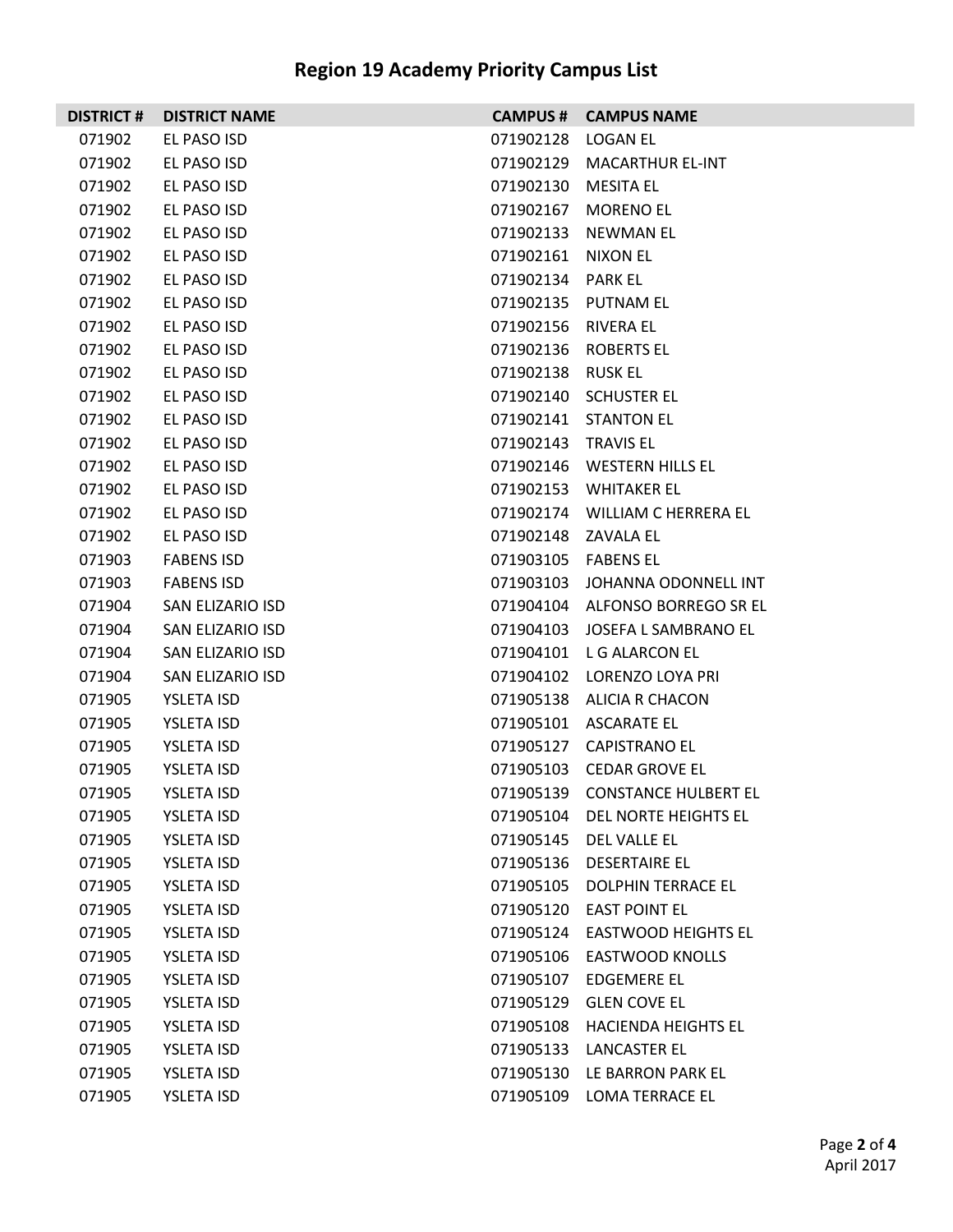## Region 19 Academy Priority Campus List

| DISTRICT # | DISTRICT NAME | CAMPUS # | CAMPUS NAME |
|---|---|---|---|
| 071902 | EL PASO ISD | 071902128 | LOGAN EL |
| 071902 | EL PASO ISD | 071902129 | MACARTHUR EL-INT |
| 071902 | EL PASO ISD | 071902130 | MESITA EL |
| 071902 | EL PASO ISD | 071902167 | MORENO EL |
| 071902 | EL PASO ISD | 071902133 | NEWMAN EL |
| 071902 | EL PASO ISD | 071902161 | NIXON EL |
| 071902 | EL PASO ISD | 071902134 | PARK EL |
| 071902 | EL PASO ISD | 071902135 | PUTNAM EL |
| 071902 | EL PASO ISD | 071902156 | RIVERA EL |
| 071902 | EL PASO ISD | 071902136 | ROBERTS EL |
| 071902 | EL PASO ISD | 071902138 | RUSK EL |
| 071902 | EL PASO ISD | 071902140 | SCHUSTER EL |
| 071902 | EL PASO ISD | 071902141 | STANTON EL |
| 071902 | EL PASO ISD | 071902143 | TRAVIS EL |
| 071902 | EL PASO ISD | 071902146 | WESTERN HILLS EL |
| 071902 | EL PASO ISD | 071902153 | WHITAKER EL |
| 071902 | EL PASO ISD | 071902174 | WILLIAM C HERRERA EL |
| 071902 | EL PASO ISD | 071902148 | ZAVALA EL |
| 071903 | FABENS ISD | 071903105 | FABENS EL |
| 071903 | FABENS ISD | 071903103 | JOHANNA ODONNELL INT |
| 071904 | SAN ELIZARIO ISD | 071904104 | ALFONSO BORREGO SR EL |
| 071904 | SAN ELIZARIO ISD | 071904103 | JOSEFA L SAMBRANO EL |
| 071904 | SAN ELIZARIO ISD | 071904101 | L G ALARCON EL |
| 071904 | SAN ELIZARIO ISD | 071904102 | LORENZO LOYA PRI |
| 071905 | YSLETA ISD | 071905138 | ALICIA R CHACON |
| 071905 | YSLETA ISD | 071905101 | ASCARATE EL |
| 071905 | YSLETA ISD | 071905127 | CAPISTRANO EL |
| 071905 | YSLETA ISD | 071905103 | CEDAR GROVE EL |
| 071905 | YSLETA ISD | 071905139 | CONSTANCE HULBERT EL |
| 071905 | YSLETA ISD | 071905104 | DEL NORTE HEIGHTS EL |
| 071905 | YSLETA ISD | 071905145 | DEL VALLE EL |
| 071905 | YSLETA ISD | 071905136 | DESERTAIRE EL |
| 071905 | YSLETA ISD | 071905105 | DOLPHIN TERRACE EL |
| 071905 | YSLETA ISD | 071905120 | EAST POINT EL |
| 071905 | YSLETA ISD | 071905124 | EASTWOOD HEIGHTS EL |
| 071905 | YSLETA ISD | 071905106 | EASTWOOD KNOLLS |
| 071905 | YSLETA ISD | 071905107 | EDGEMERE EL |
| 071905 | YSLETA ISD | 071905129 | GLEN COVE EL |
| 071905 | YSLETA ISD | 071905108 | HACIENDA HEIGHTS EL |
| 071905 | YSLETA ISD | 071905133 | LANCASTER EL |
| 071905 | YSLETA ISD | 071905130 | LE BARRON PARK EL |
| 071905 | YSLETA ISD | 071905109 | LOMA TERRACE EL |

April 2017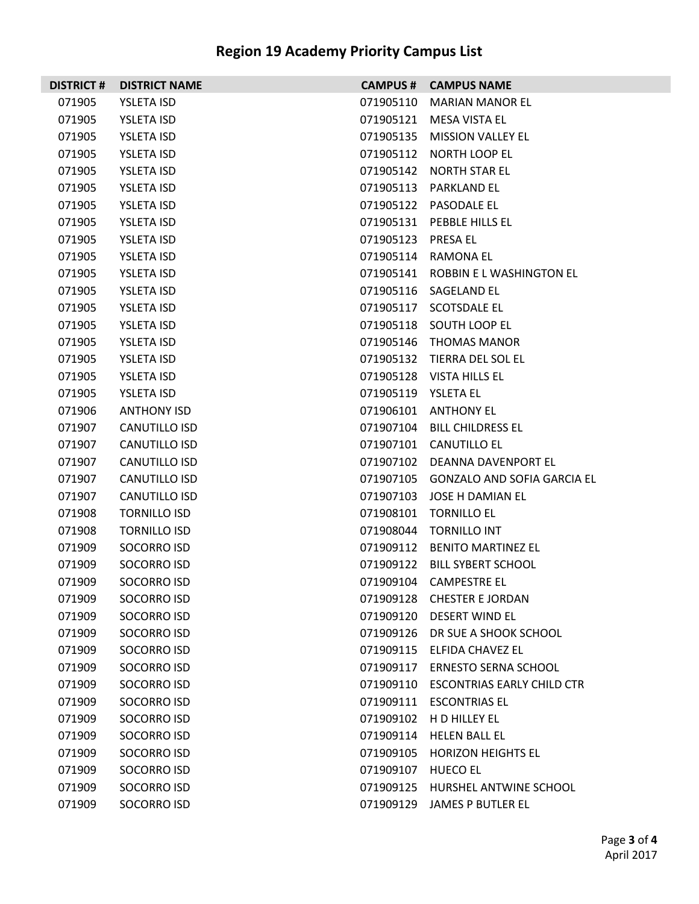# Region 19 Academy Priority Campus List

| DISTRICT # | DISTRICT NAME | CAMPUS # | CAMPUS NAME |
|---|---|---|---|
| 071905 | YSLETA ISD | 071905110 | MARIAN MANOR EL |
| 071905 | YSLETA ISD | 071905121 | MESA VISTA EL |
| 071905 | YSLETA ISD | 071905135 | MISSION VALLEY EL |
| 071905 | YSLETA ISD | 071905112 | NORTH LOOP EL |
| 071905 | YSLETA ISD | 071905142 | NORTH STAR EL |
| 071905 | YSLETA ISD | 071905113 | PARKLAND EL |
| 071905 | YSLETA ISD | 071905122 | PASODALE EL |
| 071905 | YSLETA ISD | 071905131 | PEBBLE HILLS EL |
| 071905 | YSLETA ISD | 071905123 | PRESA EL |
| 071905 | YSLETA ISD | 071905114 | RAMONA EL |
| 071905 | YSLETA ISD | 071905141 | ROBBIN E L WASHINGTON EL |
| 071905 | YSLETA ISD | 071905116 | SAGELAND EL |
| 071905 | YSLETA ISD | 071905117 | SCOTSDALE EL |
| 071905 | YSLETA ISD | 071905118 | SOUTH LOOP EL |
| 071905 | YSLETA ISD | 071905146 | THOMAS MANOR |
| 071905 | YSLETA ISD | 071905132 | TIERRA DEL SOL EL |
| 071905 | YSLETA ISD | 071905128 | VISTA HILLS EL |
| 071905 | YSLETA ISD | 071905119 | YSLETA EL |
| 071906 | ANTHONY ISD | 071906101 | ANTHONY EL |
| 071907 | CANUTILLO ISD | 071907104 | BILL CHILDRESS EL |
| 071907 | CANUTILLO ISD | 071907101 | CANUTILLO EL |
| 071907 | CANUTILLO ISD | 071907102 | DEANNA DAVENPORT EL |
| 071907 | CANUTILLO ISD | 071907105 | GONZALO AND SOFIA GARCIA EL |
| 071907 | CANUTILLO ISD | 071907103 | JOSE H DAMIAN EL |
| 071908 | TORNILLO ISD | 071908101 | TORNILLO EL |
| 071908 | TORNILLO ISD | 071908044 | TORNILLO INT |
| 071909 | SOCORRO ISD | 071909112 | BENITO MARTINEZ EL |
| 071909 | SOCORRO ISD | 071909122 | BILL SYBERT SCHOOL |
| 071909 | SOCORRO ISD | 071909104 | CAMPESTRE EL |
| 071909 | SOCORRO ISD | 071909128 | CHESTER E JORDAN |
| 071909 | SOCORRO ISD | 071909120 | DESERT WIND EL |
| 071909 | SOCORRO ISD | 071909126 | DR SUE A SHOOK SCHOOL |
| 071909 | SOCORRO ISD | 071909115 | ELFIDA CHAVEZ EL |
| 071909 | SOCORRO ISD | 071909117 | ERNESTO SERNA SCHOOL |
| 071909 | SOCORRO ISD | 071909110 | ESCONTRIAS EARLY CHILD CTR |
| 071909 | SOCORRO ISD | 071909111 | ESCONTRIAS EL |
| 071909 | SOCORRO ISD | 071909102 | H D HILLEY EL |
| 071909 | SOCORRO ISD | 071909114 | HELEN BALL EL |
| 071909 | SOCORRO ISD | 071909105 | HORIZON HEIGHTS EL |
| 071909 | SOCORRO ISD | 071909107 | HUECO EL |
| 071909 | SOCORRO ISD | 071909125 | HURSHEL ANTWINE SCHOOL |
| 071909 | SOCORRO ISD | 071909129 | JAMES P BUTLER EL |

April 2017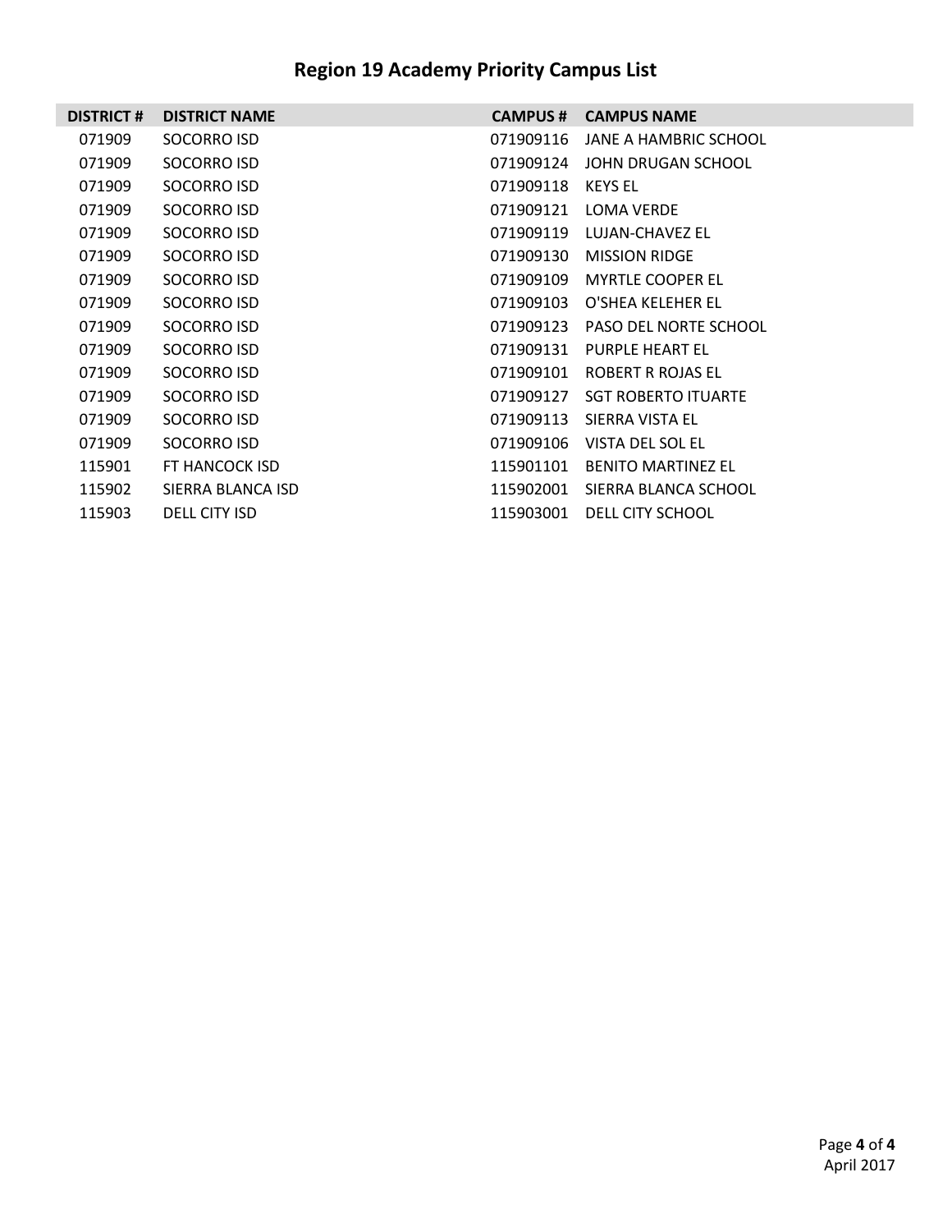# Region 19 Academy Priority Campus List

| DISTRICT # | DISTRICT NAME | CAMPUS # | CAMPUS NAME |
|---|---|---|---|
| 071909 | SOCORRO ISD | 071909116 | JANE A HAMBRIC SCHOOL |
| 071909 | SOCORRO ISD | 071909124 | JOHN DRUGAN SCHOOL |
| 071909 | SOCORRO ISD | 071909118 | KEYS EL |
| 071909 | SOCORRO ISD | 071909121 | LOMA VERDE |
| 071909 | SOCORRO ISD | 071909119 | LUJAN-CHAVEZ EL |
| 071909 | SOCORRO ISD | 071909130 | MISSION RIDGE |
| 071909 | SOCORRO ISD | 071909109 | MYRTLE COOPER EL |
| 071909 | SOCORRO ISD | 071909103 | O'SHEA KELEHER EL |
| 071909 | SOCORRO ISD | 071909123 | PASO DEL NORTE SCHOOL |
| 071909 | SOCORRO ISD | 071909131 | PURPLE HEART EL |
| 071909 | SOCORRO ISD | 071909101 | ROBERT R ROJAS EL |
| 071909 | SOCORRO ISD | 071909127 | SGT ROBERTO ITUARTE |
| 071909 | SOCORRO ISD | 071909113 | SIERRA VISTA EL |
| 071909 | SOCORRO ISD | 071909106 | VISTA DEL SOL EL |
| 115901 | FT HANCOCK ISD | 115901101 | BENITO MARTINEZ EL |
| 115902 | SIERRA BLANCA ISD | 115902001 | SIERRA BLANCA SCHOOL |
| 115903 | DELL CITY ISD | 115903001 | DELL CITY SCHOOL |

April 2017